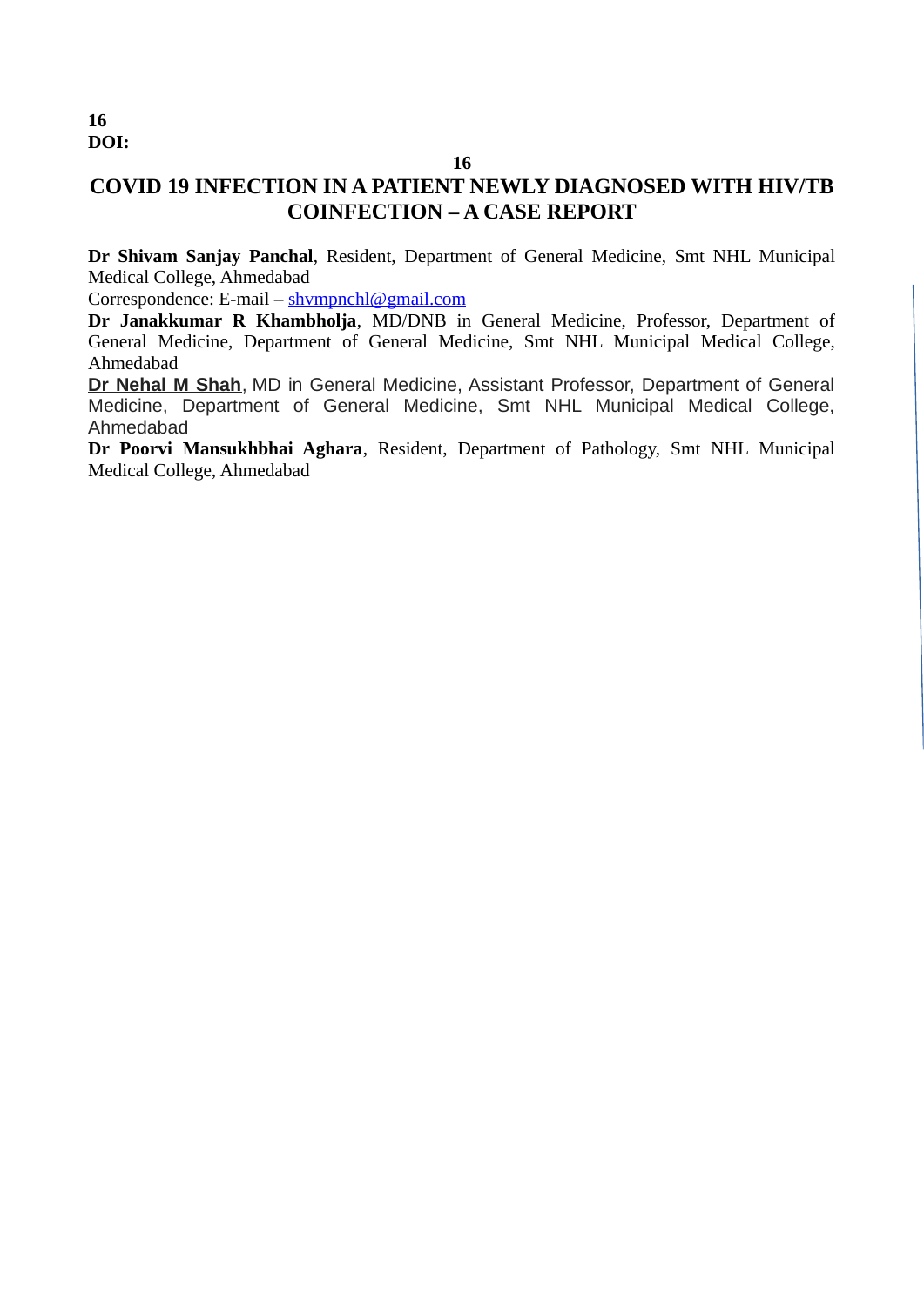16
DOI:

16

# COVID 19 INFECTION IN A PATIENT NEWLY DIAGNOSED WITH HIV/TB COINFECTION – A CASE REPORT

**Dr Shivam Sanjay Panchal**, Resident, Department of General Medicine, Smt NHL Municipal Medical College, Ahmedabad

Correspondence: E-mail – shvmpnchl@gmail.com

**Dr Janakkumar R Khambholja**, MD/DNB in General Medicine, Professor, Department of General Medicine, Department of General Medicine, Smt NHL Municipal Medical College, Ahmedabad

**Dr Nehal M Shah**, MD in General Medicine, Assistant Professor, Department of General Medicine, Department of General Medicine, Smt NHL Municipal Medical College, Ahmedabad

**Dr Poorvi Mansukhbhai Aghara**, Resident, Department of Pathology, Smt NHL Municipal Medical College, Ahmedabad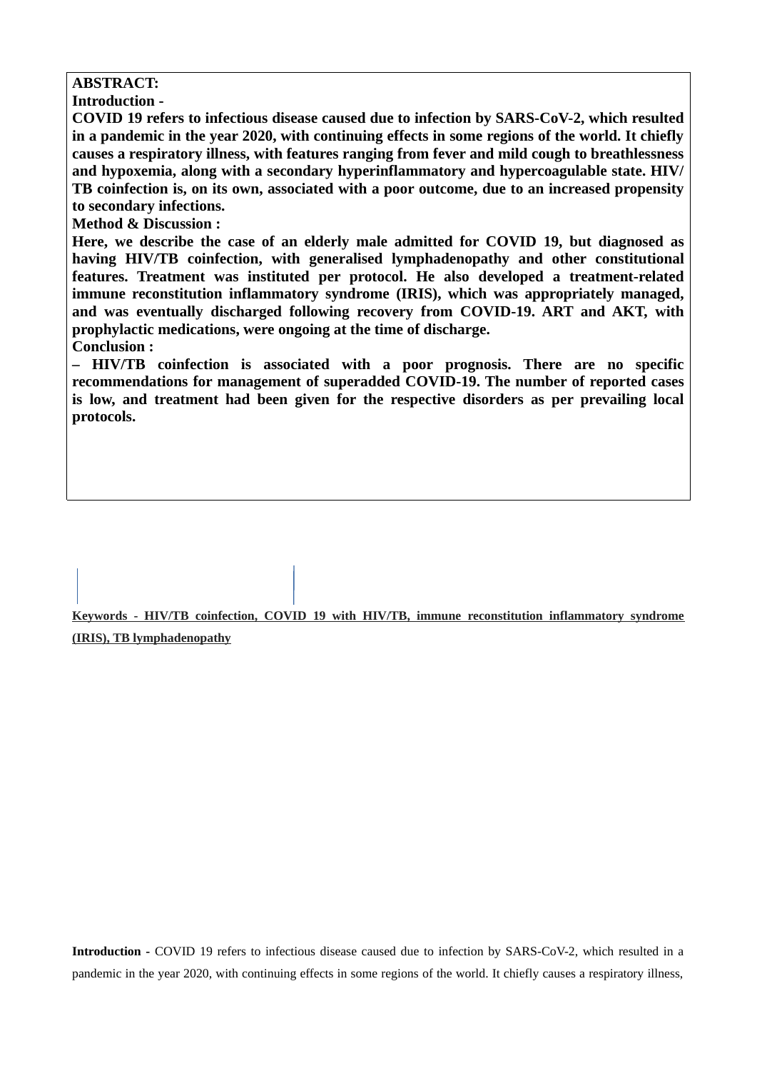**ABSTRACT:**

**Introduction -**

**COVID 19 refers to infectious disease caused due to infection by SARS-CoV-2, which resulted in a pandemic in the year 2020, with continuing effects in some regions of the world. It chiefly causes a respiratory illness, with features ranging from fever and mild cough to breathlessness and hypoxemia, along with a secondary hyperinflammatory and hypercoagulable state. HIV/ TB coinfection is, on its own, associated with a poor outcome, due to an increased propensity to secondary infections.**

**Method & Discussion :**

**Here, we describe the case of an elderly male admitted for COVID 19, but diagnosed as having HIV/TB coinfection, with generalised lymphadenopathy and other constitutional features. Treatment was instituted per protocol. He also developed a treatment-related immune reconstitution inflammatory syndrome (IRIS), which was appropriately managed, and was eventually discharged following recovery from COVID-19. ART and AKT, with prophylactic medications, were ongoing at the time of discharge.**

**Conclusion :**

**– HIV/TB coinfection is associated with a poor prognosis. There are no specific recommendations for management of superadded COVID-19. The number of reported cases is low, and treatment had been given for the respective disorders as per prevailing local protocols.**

**Keywords - HIV/TB coinfection, COVID 19 with HIV/TB, immune reconstitution inflammatory syndrome (IRIS), TB lymphadenopathy**

**Introduction -** COVID 19 refers to infectious disease caused due to infection by SARS-CoV-2, which resulted in a pandemic in the year 2020, with continuing effects in some regions of the world. It chiefly causes a respiratory illness,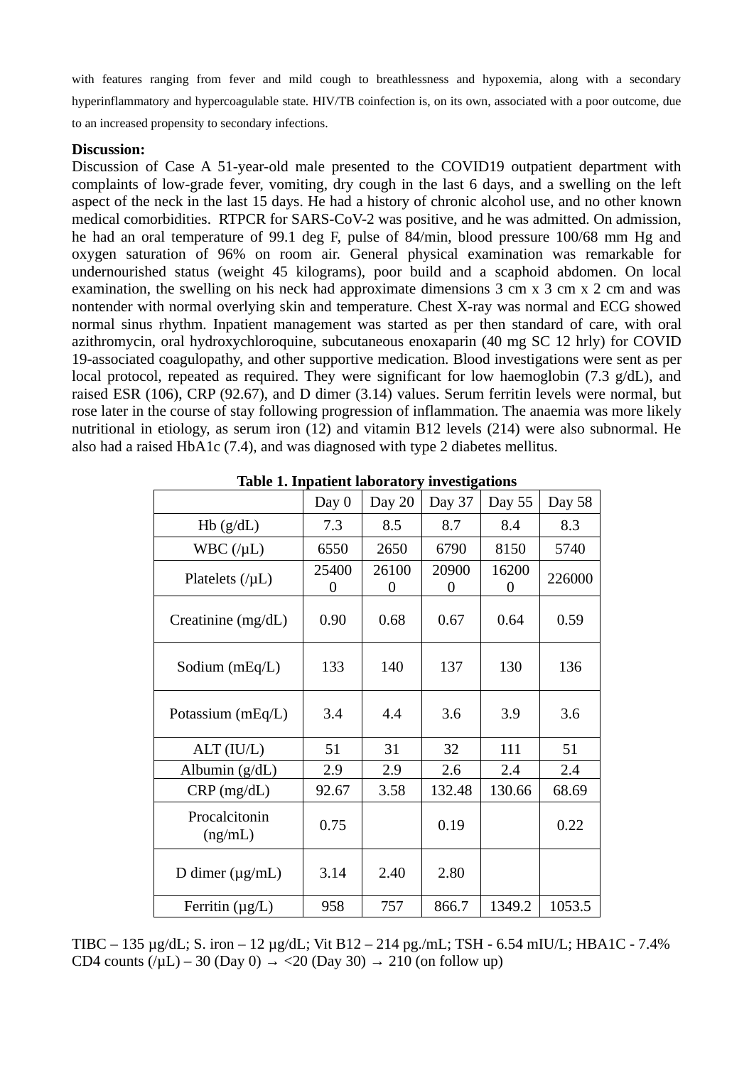with features ranging from fever and mild cough to breathlessness and hypoxemia, along with a secondary hyperinflammatory and hypercoagulable state. HIV/TB coinfection is, on its own, associated with a poor outcome, due to an increased propensity to secondary infections.

**Discussion:**

Discussion of Case A 51-year-old male presented to the COVID19 outpatient department with complaints of low-grade fever, vomiting, dry cough in the last 6 days, and a swelling on the left aspect of the neck in the last 15 days. He had a history of chronic alcohol use, and no other known medical comorbidities. RTPCR for SARS-CoV-2 was positive, and he was admitted. On admission, he had an oral temperature of 99.1 deg F, pulse of 84/min, blood pressure 100/68 mm Hg and oxygen saturation of 96% on room air. General physical examination was remarkable for undernourished status (weight 45 kilograms), poor build and a scaphoid abdomen. On local examination, the swelling on his neck had approximate dimensions 3 cm x 3 cm x 2 cm and was nontender with normal overlying skin and temperature. Chest X-ray was normal and ECG showed normal sinus rhythm. Inpatient management was started as per then standard of care, with oral azithromycin, oral hydroxychloroquine, subcutaneous enoxaparin (40 mg SC 12 hrly) for COVID 19-associated coagulopathy, and other supportive medication. Blood investigations were sent as per local protocol, repeated as required. They were significant for low haemoglobin (7.3 g/dL), and raised ESR (106), CRP (92.67), and D dimer (3.14) values. Serum ferritin levels were normal, but rose later in the course of stay following progression of inflammation. The anaemia was more likely nutritional in etiology, as serum iron (12) and vitamin B12 levels (214) were also subnormal. He also had a raised HbA1c (7.4), and was diagnosed with type 2 diabetes mellitus.

**Table 1. Inpatient laboratory investigations**

| | Day 0 | Day 20 | Day 37 | Day 55 | Day 58 |
|---|---|---|---|---|---|
| Hb (g/dL) | 7.3 | 8.5 | 8.7 | 8.4 | 8.3 |
| WBC (/µL) | 6550 | 2650 | 6790 | 8150 | 5740 |
| Platelets (/µL) | 254000 | 261000 | 209000 | 162000 | 226000 |
| Creatinine (mg/dL) | 0.90 | 0.68 | 0.67 | 0.64 | 0.59 |
| Sodium (mEq/L) | 133 | 140 | 137 | 130 | 136 |
| Potassium (mEq/L) | 3.4 | 4.4 | 3.6 | 3.9 | 3.6 |
| ALT (IU/L) | 51 | 31 | 32 | 111 | 51 |
| Albumin (g/dL) | 2.9 | 2.9 | 2.6 | 2.4 | 2.4 |
| CRP (mg/dL) | 92.67 | 3.58 | 132.48 | 130.66 | 68.69 |
| Procalcitonin (ng/mL) | 0.75 | | 0.19 | | 0.22 |
| D dimer (µg/mL) | 3.14 | 2.40 | 2.80 | | |
| Ferritin (µg/L) | 958 | 757 | 866.7 | 1349.2 | 1053.5 |

TIBC – 135 µg/dL; S. iron – 12 µg/dL; Vit B12 – 214 pg./mL; TSH - 6.54 mIU/L; HBA1C - 7.4%
CD4 counts (/µL) – 30 (Day 0) → <20 (Day 30) → 210 (on follow up)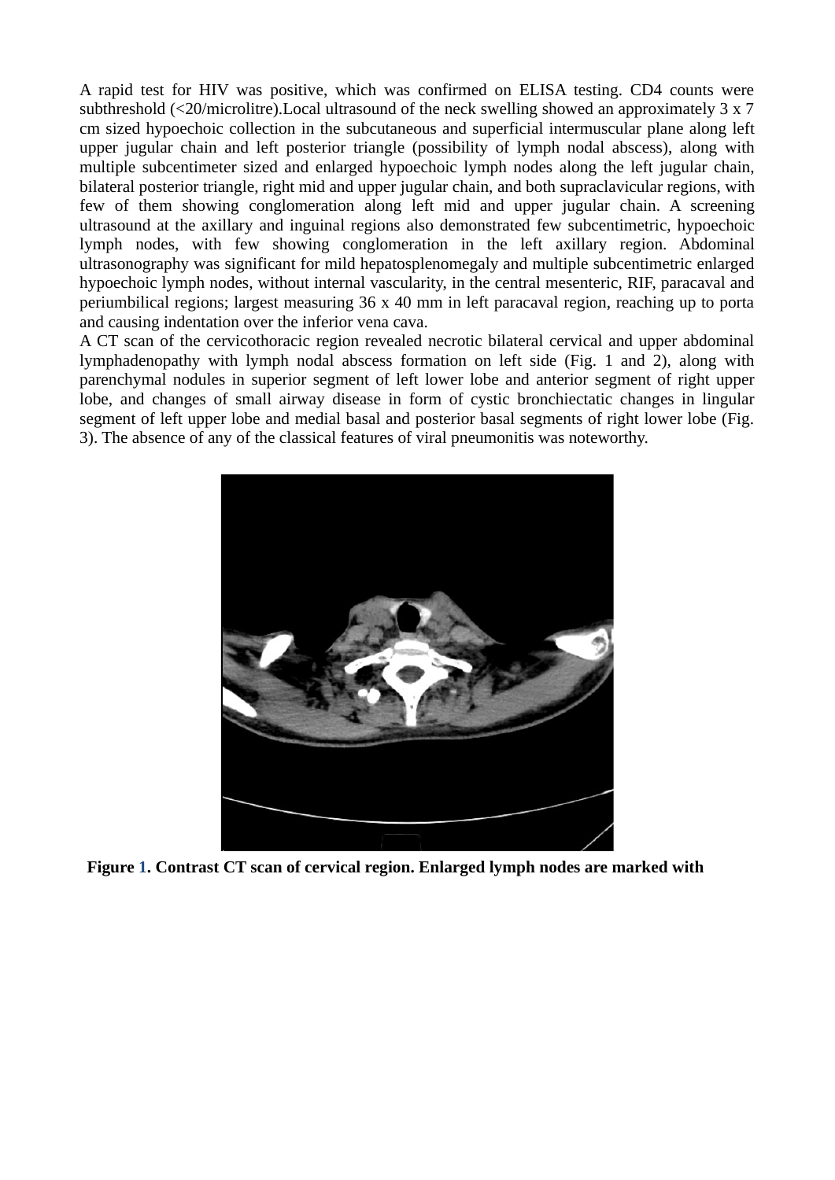A rapid test for HIV was positive, which was confirmed on ELISA testing. CD4 counts were subthreshold (<20/microlitre).Local ultrasound of the neck swelling showed an approximately 3 x 7 cm sized hypoechoic collection in the subcutaneous and superficial intermuscular plane along left upper jugular chain and left posterior triangle (possibility of lymph nodal abscess), along with multiple subcentimeter sized and enlarged hypoechoic lymph nodes along the left jugular chain, bilateral posterior triangle, right mid and upper jugular chain, and both supraclavicular regions, with few of them showing conglomeration along left mid and upper jugular chain. A screening ultrasound at the axillary and inguinal regions also demonstrated few subcentimetric, hypoechoic lymph nodes, with few showing conglomeration in the left axillary region. Abdominal ultrasonography was significant for mild hepatosplenomegaly and multiple subcentimetric enlarged hypoechoic lymph nodes, without internal vascularity, in the central mesenteric, RIF, paracaval and periumbilical regions; largest measuring 36 x 40 mm in left paracaval region, reaching up to porta and causing indentation over the inferior vena cava.

A CT scan of the cervicothoracic region revealed necrotic bilateral cervical and upper abdominal lymphadenopathy with lymph nodal abscess formation on left side (Fig. 1 and 2), along with parenchymal nodules in superior segment of left lower lobe and anterior segment of right upper lobe, and changes of small airway disease in form of cystic bronchiectatic changes in lingular segment of left upper lobe and medial basal and posterior basal segments of right lower lobe (Fig. 3). The absence of any of the classical features of viral pneumonitis was noteworthy.

**Figure 1. Contrast CT scan of cervical region. Enlarged lymph nodes are marked with**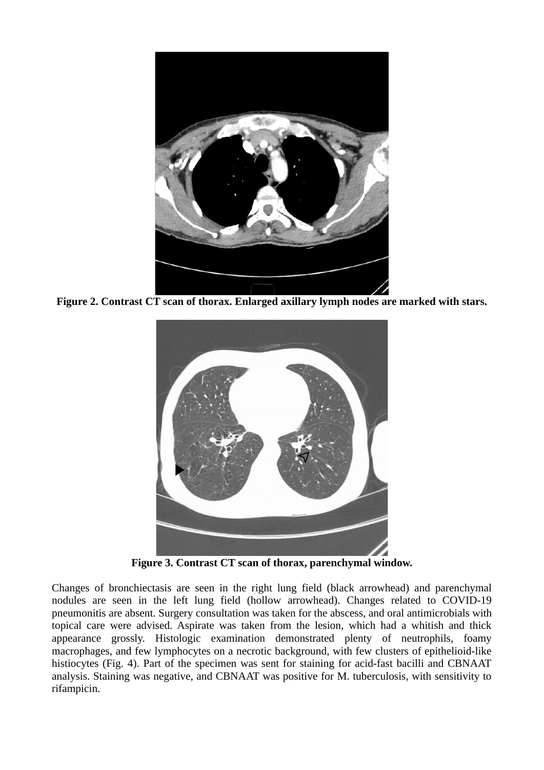**Figure 2. Contrast CT scan of thorax. Enlarged axillary lymph nodes are marked with stars.**

**Figure 3. Contrast CT scan of thorax, parenchymal window.**

Changes of bronchiectasis are seen in the right lung field (black arrowhead) and parenchymal nodules are seen in the left lung field (hollow arrowhead). Changes related to COVID-19 pneumonitis are absent. Surgery consultation was taken for the abscess, and oral antimicrobials with topical care were advised. Aspirate was taken from the lesion, which had a whitish and thick appearance grossly. Histologic examination demonstrated plenty of neutrophils, foamy macrophages, and few lymphocytes on a necrotic background, with few clusters of epithelioid-like histiocytes (Fig. 4). Part of the specimen was sent for staining for acid-fast bacilli and CBNAAT analysis. Staining was negative, and CBNAAT was positive for M. tuberculosis, with sensitivity to rifampicin.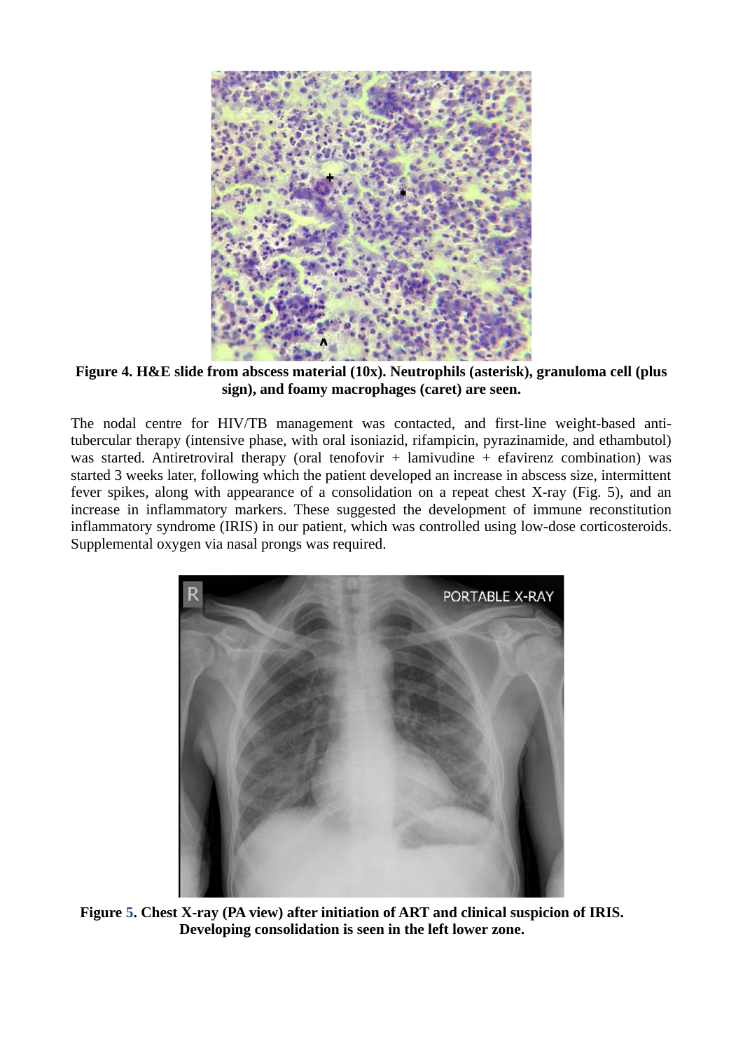**Figure 4. H&E slide from abscess material (10x). Neutrophils (asterisk), granuloma cell (plus sign), and foamy macrophages (caret) are seen.**

The nodal centre for HIV/TB management was contacted, and first-line weight-based anti-tubercular therapy (intensive phase, with oral isoniazid, rifampicin, pyrazinamide, and ethambutol) was started. Antiretroviral therapy (oral tenofovir + lamivudine + efavirenz combination) was started 3 weeks later, following which the patient developed an increase in abscess size, intermittent fever spikes, along with appearance of a consolidation on a repeat chest X-ray (Fig. 5), and an increase in inflammatory markers. These suggested the development of immune reconstitution inflammatory syndrome (IRIS) in our patient, which was controlled using low-dose corticosteroids. Supplemental oxygen via nasal prongs was required.

**Figure 5. Chest X-ray (PA view) after initiation of ART and clinical suspicion of IRIS. Developing consolidation is seen in the left lower zone.**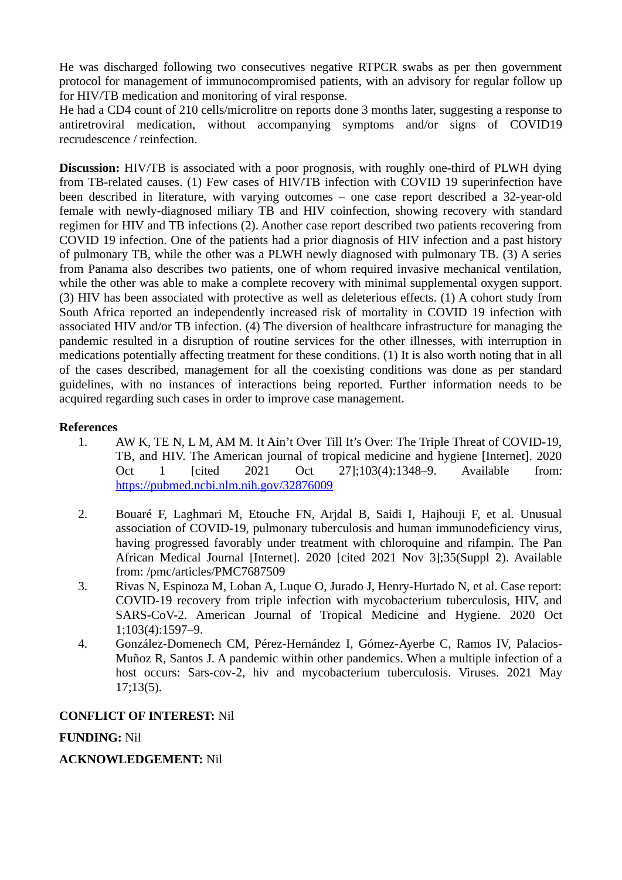He was discharged following two consecutives negative RTPCR swabs as per then government protocol for management of immunocompromised patients, with an advisory for regular follow up for HIV/TB medication and monitoring of viral response.
He had a CD4 count of 210 cells/microlitre on reports done 3 months later, suggesting a response to antiretroviral medication, without accompanying symptoms and/or signs of COVID19 recrudescence / reinfection.

**Discussion:** HIV/TB is associated with a poor prognosis, with roughly one-third of PLWH dying from TB-related causes. (1) Few cases of HIV/TB infection with COVID 19 superinfection have been described in literature, with varying outcomes – one case report described a 32-year-old female with newly-diagnosed miliary TB and HIV coinfection, showing recovery with standard regimen for HIV and TB infections (2). Another case report described two patients recovering from COVID 19 infection. One of the patients had a prior diagnosis of HIV infection and a past history of pulmonary TB, while the other was a PLWH newly diagnosed with pulmonary TB. (3) A series from Panama also describes two patients, one of whom required invasive mechanical ventilation, while the other was able to make a complete recovery with minimal supplemental oxygen support. (3) HIV has been associated with protective as well as deleterious effects. (1) A cohort study from South Africa reported an independently increased risk of mortality in COVID 19 infection with associated HIV and/or TB infection. (4) The diversion of healthcare infrastructure for managing the pandemic resulted in a disruption of routine services for the other illnesses, with interruption in medications potentially affecting treatment for these conditions. (1) It is also worth noting that in all of the cases described, management for all the coexisting conditions was done as per standard guidelines, with no instances of interactions being reported. Further information needs to be acquired regarding such cases in order to improve case management.

**References**

1. AW K, TE N, L M, AM M. It Ain't Over Till It's Over: The Triple Threat of COVID-19, TB, and HIV. The American journal of tropical medicine and hygiene [Internet]. 2020 Oct 1 [cited 2021 Oct 27];103(4):1348–9. Available from: https://pubmed.ncbi.nlm.nih.gov/32876009

2. Bouaré F, Laghmari M, Etouche FN, Arjdal B, Saidi I, Hajhouji F, et al. Unusual association of COVID-19, pulmonary tuberculosis and human immunodeficiency virus, having progressed favorably under treatment with chloroquine and rifampin. The Pan African Medical Journal [Internet]. 2020 [cited 2021 Nov 3];35(Suppl 2). Available from: /pmc/articles/PMC7687509
3. Rivas N, Espinoza M, Loban A, Luque O, Jurado J, Henry-Hurtado N, et al. Case report: COVID-19 recovery from triple infection with mycobacterium tuberculosis, HIV, and SARS-CoV-2. American Journal of Tropical Medicine and Hygiene. 2020 Oct 1;103(4):1597–9.
4. González-Domenech CM, Pérez-Hernández I, Gómez-Ayerbe C, Ramos IV, Palacios-Muñoz R, Santos J. A pandemic within other pandemics. When a multiple infection of a host occurs: Sars-cov-2, hiv and mycobacterium tuberculosis. Viruses. 2021 May 17;13(5).

**CONFLICT OF INTEREST:** Nil

**FUNDING:** Nil

**ACKNOWLEDGEMENT:** Nil